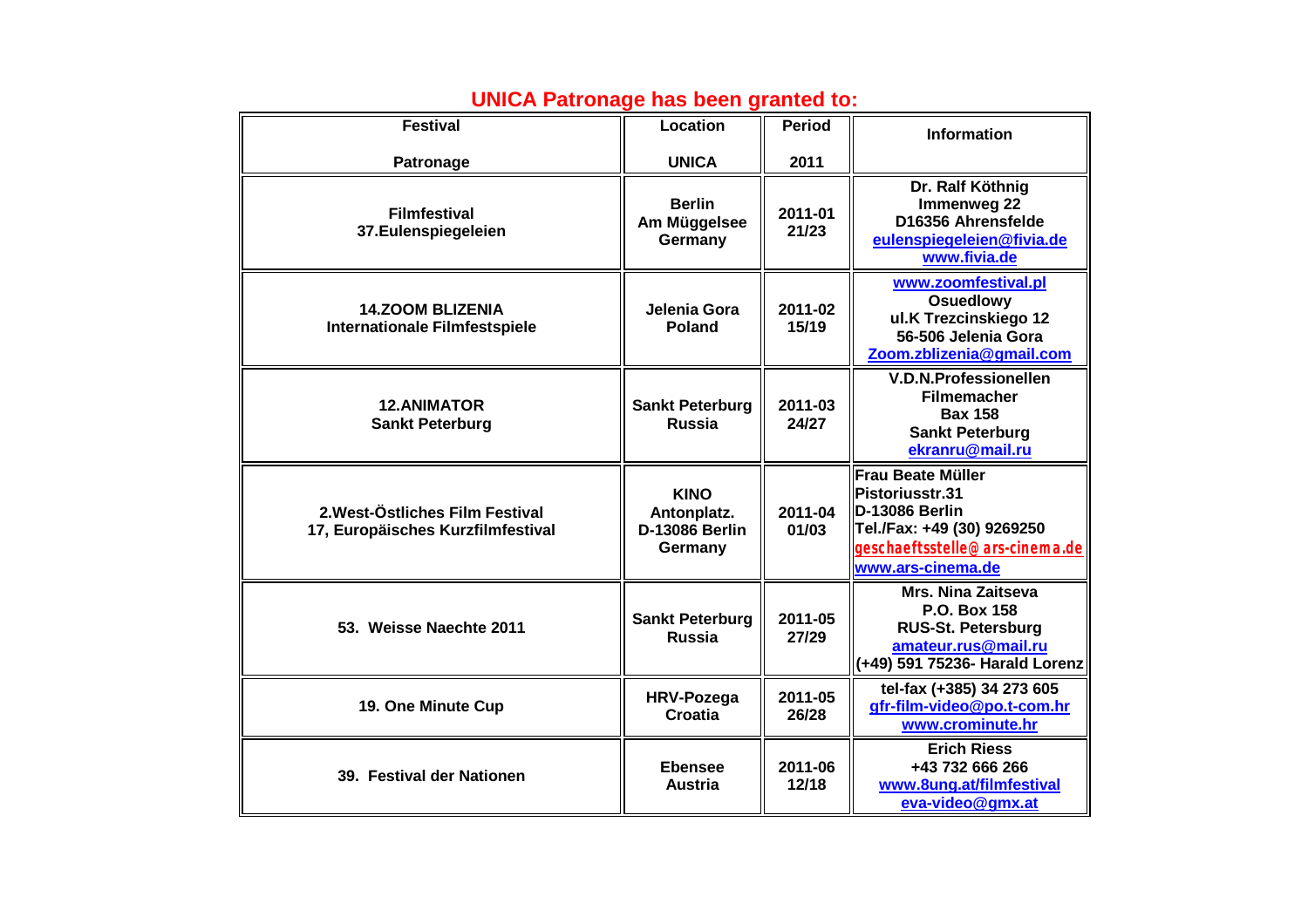## UNICA Patronage has been granted to:

| Festival<br><br>Patronage | Location<br><br>UNICA | Period<br><br>2011 | Information |
|---|---|---|---|
| Filmfestival<br>37.Eulenspiegeleien | Berlin<br>Am Müggelsee<br>Germany | 2011-01<br>21/23 | Dr. Ralf Köthnig<br>Immenweg 22<br>D16356 Ahrensfelde<br>eulenspiegeleien@fivia.de<br>www.fivia.de |
| 14.ZOOM BLIZENIA<br>Internationale Filmfestspiele | Jelenia Gora<br>Poland | 2011-02<br>15/19 | www.zoomfestival.pl<br>Osuedlowy<br>ul.K Trezcinskiego 12<br>56-506 Jelenia Gora<br>Zoom.zblizenia@gmail.com |
| 12.ANIMATOR<br>Sankt Peterburg | Sankt Peterburg<br>Russia | 2011-03<br>24/27 | V.D.N.Professionellen<br>Filmemacher<br>Bax 158<br>Sankt Peterburg<br>ekranru@mail.ru |
| 2.West-Östliches Film Festival<br>17, Europäisches Kurzfilmfestival | KINO<br>Antonplatz.<br>D-13086 Berlin<br>Germany | 2011-04<br>01/03 | Frau Beate Müller<br>Pistoriusstr.31<br>D-13086 Berlin<br>Tel./Fax: +49 (30) 9269250<br>geschaeftsstelle@ars-cinema.de<br>www.ars-cinema.de |
| 53. Weisse Naechte 2011 | Sankt Peterburg<br>Russia | 2011-05<br>27/29 | Mrs. Nina Zaitseva<br>P.O. Box 158<br>RUS-St. Petersburg<br>amateur.rus@mail.ru<br>(+49) 591 75236- Harald Lorenz |
| 19. One Minute Cup | HRV-Pozega<br>Croatia | 2011-05<br>26/28 | tel-fax (+385) 34 273 605<br>gfr-film-video@po.t-com.hr<br>www.crominute.hr |
| 39. Festival der Nationen | Ebensee<br>Austria | 2011-06<br>12/18 | Erich Riess<br>+43 732 666 266<br>www.8ung.at/filmfestival<br>eva-video@gmx.at |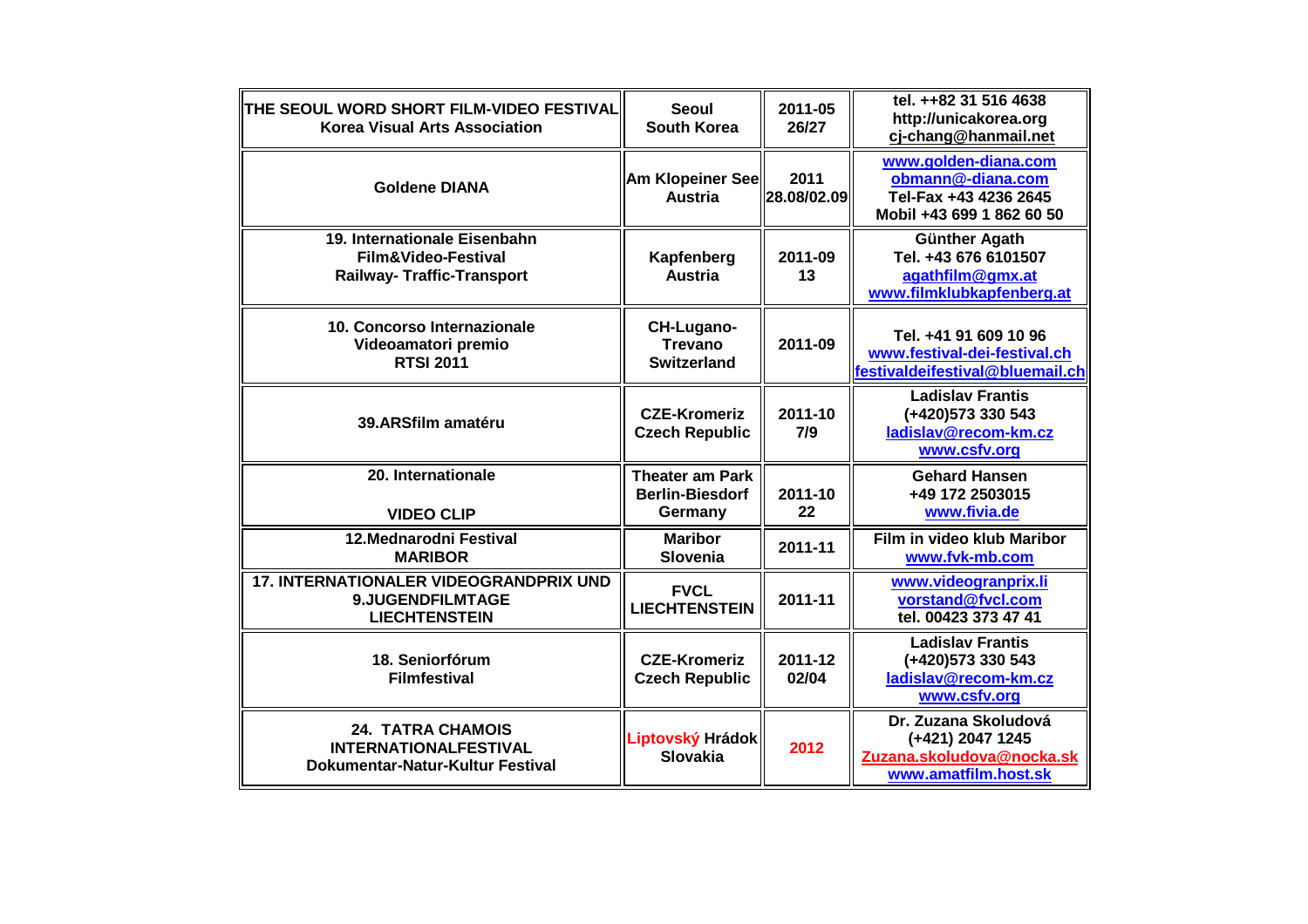| | | | |
|---|---|---|---|
| THE SEOUL WORD SHORT FILM-VIDEO FESTIVAL<br>Korea Visual Arts Association | Seoul<br>South Korea | 2011-05<br>26/27 | tel. ++82 31 516 4638<br>http://unicakorea.org<br>cj-chang@hanmail.net |
| Goldene DIANA | Am Klopeiner See<br>Austria | 2011<br>28.08/02.09 | www.golden-diana.com<br>obmann@-diana.com<br>Tel-Fax +43 4236 2645<br>Mobil +43 699 1 862 60 50 |
| 19. Internationale Eisenbahn<br>Film&Video-Festival<br>Railway- Traffic-Transport | Kapfenberg<br>Austria | 2011-09<br>13 | Günther Agath<br>Tel. +43 676 6101507<br>agathfilm@gmx.at<br>www.filmklubkapfenberg.at |
| 10. Concorso Internazionale<br>Videoamatori premio<br>RTSI 2011 | CH-Lugano-<br>Trevano<br>Switzerland | 2011-09 | Tel. +41 91 609 10 96<br>www.festival-dei-festival.ch<br>festivaldeifestival@bluemail.ch |
| 39.ARSfilm amatéru | CZE-Kromeriz<br>Czech Republic | 2011-10<br>7/9 | Ladislav Frantis<br>(+420)573 330 543<br>ladislav@recom-km.cz<br>www.csfv.org |
| 20. Internationale<br><br>VIDEO CLIP | Theater am Park<br>Berlin-Biesdorf<br>Germany | 2011-10<br>22 | Gehard Hansen<br>+49 172 2503015<br>www.fivia.de |
| 12.Mednarodni Festival<br>MARIBOR | Maribor<br>Slovenia | 2011-11 | Film in video klub Maribor<br>www.fvk-mb.com |
| 17. INTERNATIONALER VIDEOGRANDPRIX UND<br>9.JUGENDFILMTAGE<br>LIECHTENSTEIN | FVCL<br>LIECHTENSTEIN | 2011-11 | www.videogranprix.li<br>vorstand@fvcl.com<br>tel. 00423 373 47 41 |
| 18. Seniorfórum<br>Filmfestival | CZE-Kromeriz<br>Czech Republic | 2011-12<br>02/04 | Ladislav Frantis<br>(+420)573 330 543<br>ladislav@recom-km.cz<br>www.csfv.org |
| 24. TATRA CHAMOIS<br>INTERNATIONALFESTIVAL<br>Dokumentar-Natur-Kultur Festival | Liptovský Hrádok<br>Slovakia | 2012 | Dr. Zuzana Skoludová<br>(+421) 2047 1245<br>Zuzana.skoludova@nocka.sk<br>www.amatfilm.host.sk |